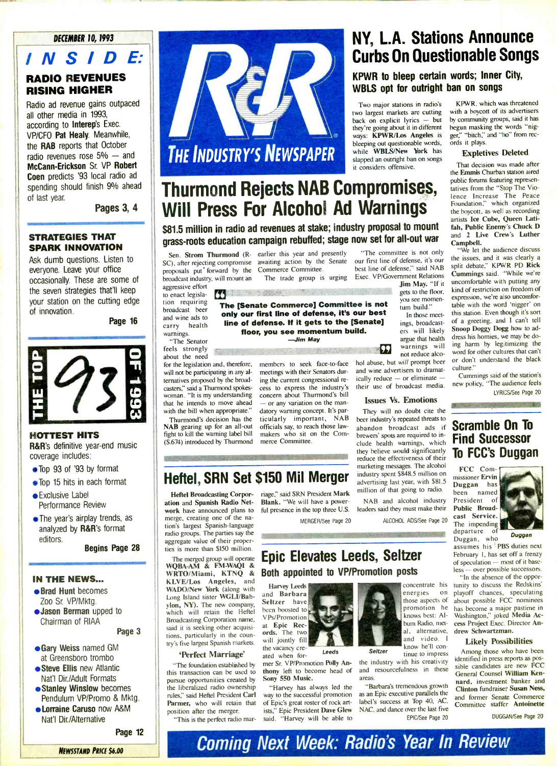DECEMBER 10, 1993

# INSIDE:

## RADIO REVENUES RISING HIGHER

Radio ad revenue gains outpaced all other media in 1993, according to **Interep**'s Exec. VP/CFO **Pat Healy**. Meanwhile, the **RAB** reports that October radio revenues rose 5% — and **McCann-Erickson** Sr. VP **Robert Coen** predicts '93 local radio ad spending should finish 9% ahead of last year.

**Pages 3, 4**

## STRATEGIES THAT SPARK INNOVATION

Ask dumb questions. Listen to everyone. Leave your office occasionally. These are some of the seven strategies that'll keep your station on the cutting edge of innovation.

**Page 16**

THE TOP 93 OF 1993

## HOTTEST HITS

R&R's definitive year-end music coverage includes:

- Top 93 of '93 by format
- Top 15 hits in each format
- Exclusive Label Performance Review
- The year's airplay trends, as analyzed by **R&R**'s format editors.

**Begins Page 28**

## IN THE NEWS...

- **Brad Hunt** becomes Zoo Sr. VP/Mktg.
- **Jason Berman** upped to Chairman of RIAA

**Page 3**

- **Gary Weiss** named GM at Greensboro trombo
- **Steve Ellis** new Atlantic Nat'l Dir./Adult Formats
- **Stanley Winslow** becomes Pendulum VP/Promo & Mktg.
- **Lorraine Caruso** now A&M Nat'l Dir./Alternative

**Page 12**

NEWSSTAND PRICE $6.00

R&R THE INDUSTRY'S NEWSPAPER

# NY, L.A. Stations Announce Curbs On Questionable Songs

### KPWR to bleep certain words; Inner City, WBLS opt for outright ban on songs

Two major stations in radio's two largest markets are cutting back on explicit lyrics — but they're going about it in different ways: **KPWR/Los Angeles** is bleeping out questionable words, while **WBLS/New York** has slapped an outright ban on songs it considers offensive.

KPWR, which was threatened with a boycott of its advertisers by community groups, said it has begun masking the words "nigger," "bitch," and "ho" from records it plays.

#### Expletives Deleted

That decision was made after the **Emmis** Churban station aired public forums featuring representatives from the "Stop The Violence Increase The Peace Foundation," which organized the boycott, as well as recording artists **Ice Cube, Queen Latifah, Public Enemy's Chuck D** and **2 Live Crew's Luther Campbell.**

"We let the audience discuss the issues, and it was clearly a split debate," KPWR PD **Rick Cummings** said. "While we're uncomfortable with putting any kind of restriction on freedom of expression, we're also uncomfortable with the word 'nigger' on this station. Even though it's sort of a greeting, and I can't tell **Snoop Doggy Dogg** how to address his homies, we may be doing harm by legitimizing the word for other cultures that can't or don't understand the black culture."

Cummings said of the station's new policy, "The audience feels

LYRICS/See Page 20

# Thurmond Rejects NAB Compromises, Will Press For Alcohol Ad Warnings

### $81.5 million in radio ad revenues at stake; industry proposal to mount grass-roots education campaign rebuffed; stage now set for all-out war

Sen. **Strom Thurmond** (R-SC), after rejecting compromise proposals put forward by the broadcast industry, will mount an aggressive effort to enact legislation requiring broadcast beer and wine ads to carry health warnings.

"The Senator feels strongly about the need for the legislation and, therefore, will not be participating in any alternatives proposed by the broadcasters," said a Thurmond spokeswoman. "It is my understanding that he intends to move ahead with the bill when appropriate."

Thurmond's decision has the **NAB** gearing up for an all-out fight to kill the warning label bill (S.674) introduced by Thurmond earlier this year and presently awaiting action by the Senate Commerce Committee.

The trade group is urging members to seek face-to-face meetings with their Senators during the current congressional recess to express the industry's concern about Thurmond's bill — or any variation on the mandatory warning concept. It's particularly important, NAB officials say, to reach those lawmakers who sit on the Commerce Committee.

> "The [Senate Commerce] Committee is not only our first line of defense, it's our best line of defense. If it gets to the [Senate] floor, you see momentum build." —Jim May

"The committee is not only our first line of defense, it's our best line of defense," said NAB Exec. VP/Government Relations **Jim May**. "If it gets to the floor, you see momentum build."

In those meetings, broadcasters will likely argue that health warnings will not reduce alcohol abuse, but *will* prompt beer and wine advertisers to dramatically reduce — or eliminate — their use of broadcast media.

#### Issues Vs. Emotions

They will no doubt cite the beer industry's repeated threats to abandon broadcast ads if brewers' spots are required to include health warnings, which they believe would significantly reduce the effectiveness of their marketing messages. The alcohol industry spent $848.5 million on advertising last year, with $81.5 million of that going to radio.

NAB and alcohol industry leaders said they must make their

ALCOHOL ADS/See Page 20

# Heftel, SRN Set $150 Mil Merger

**Heftel Broadcasting Corporation** and **Spanish Radio Network** have announced plans to merge, creating one of the nation's largest Spanish-language radio groups. The parties say the aggregate value of their properties is more than $150 million.

The merged group will operate **WQBA-AM & FM-WAQI & WRTO/Miami, KTNQ & KLVE/Los Angeles,** and **WADO/New York** (along with Long Island sister **WGLI/Babylon, NY**). The new company, which will retain the Heftel Broadcasting Corporation name, said it is seeking other acquisitions, particularly in the country's five largest Spanish markets.

#### 'Perfect Marriage'

"The foundation established by this transaction can be used to pursue opportunities created by the liberalized radio ownership rules," said Heftel President **Carl Parmer**, who will retain that position after the merger.

"This is the perfect radio marriage," said SRN President **Mark Blank**. "We will have a powerful presence in the top three U.S.

MERGER/See Page 20

# Epic Elevates Leeds, Seltzer

### Both appointed to VP/Promotion posts

**Harvey Leeds** and **Barbara Seltzer** have been boosted to VPs/Promotion at **Epic Records**. The two will jointly fill the vacancy created when former Sr. VP/Promotion **Polly Anthony** left to become head of **Sony 550 Music**.

Leeds

Seltzer

"Harvey has always led the way to the successful promotion of Epic's great roster of rock artists," Epic President **Dave Glew** said. "Harvey will be able to concentrate his energies on those aspects of promotion he knows best: Album Radio, metal, alternative, and video. I know he'll continue to impress the industry with his creativity and resourcefulness in these areas.

"Barbara's tremendous growth as an Epic executive parallels the label's success at Top 40, AC, NAC, and dance over the last five

EPIC/See Page 20

# Scramble On To Find Successor To FCC's Duggan

FCC Commissioner **Ervin Duggan** has been named President of **Public Broadcast Service.** The impending departure of Duggan, who assumes his PBS duties next February 1, has set off a frenzy of speculation — most of it baseless — over possible successors.

Duggan

"In the absence of the opportunity to discuss the Redskins' playoff chances, speculating about possible FCC nominees has become a major pastime in Washington," joked **Media Access Project** Exec. Director **Andrew Schwartzman.**

#### Likely Possibilities

Among those who have been identified in press reports as possible candidates are new FCC General Counsel **William Kennard**, investment banker and Clinton fundraiser **Susan Ness**, and former Senate Commerce Committee staffer **Antoinette**

DUGGAN/See Page 20

## Coming Next Week: Radio's Year In Review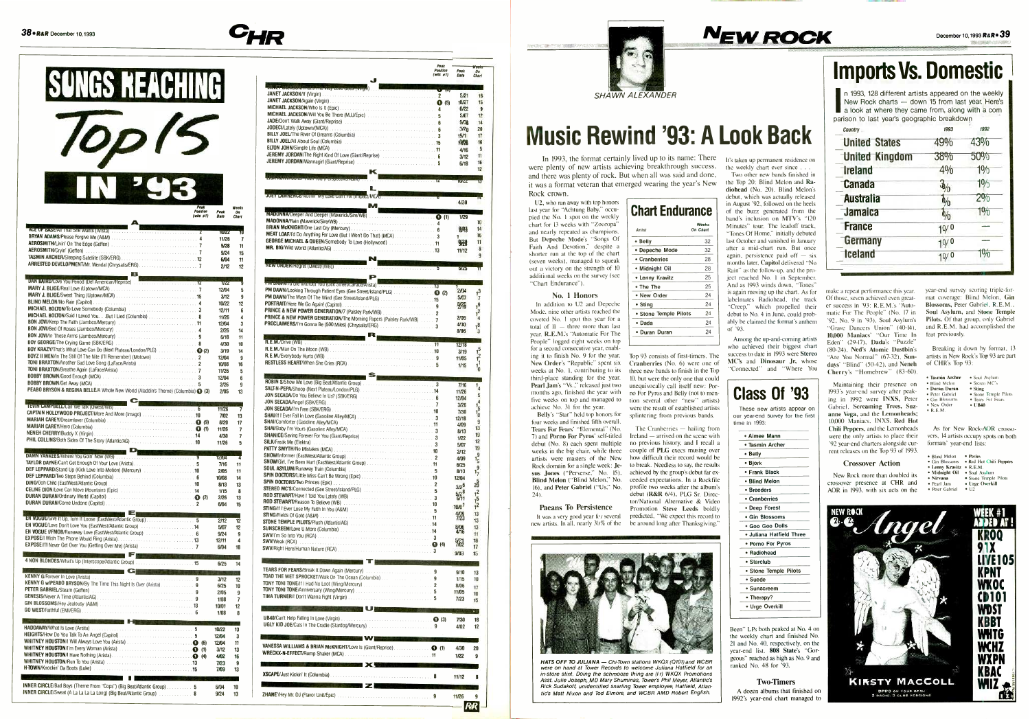# SONGS REACHING Top 15 IN '93

| Artist/Title (Label) | Peak Position (wks #1) | Peak Date | Weeks On Chart |
|---|---|---|---|
| **A** | | | |
| ACE OF BASE/All That She Wants (Arista) | 2 | 10/22 | 10 |
| BRYAN ADAMS/Please Forgive Me (A&M) | 4 | 11/26 | 7 |
| AEROSMITH/Livin' On The Edge (Geffen) | 7 | 5/28 | 11 |
| AEROSMITH/Cryin' (Geffen) | 7 | 9/24 | 15 |
| TASMIN ARCHER/Sleeping Satellite (SBK/ERG) | 12 | 6/04 | 11 |
| ARRESTED DEVELOPMENT/Mr. Wendal (Chrysalis/ERG) | 7 | 2/12 | 12 |
| **B** | | | |
| DAN BAIRD/I Love You Period (Def American/Reprise) | 12 | 1/22 | 9 |
| MARY J. BLIGE/Real Love (Uptown/MCA) | 7 | 12/04 | 5 |
| MARY J. BLIGE/Sweet Thing (Uptown/MCA) | 15 | 3/12 | 9 |
| BLIND MELON/No Rain (Capitol) | 4 | 10/22 | 12 |
| MICHAEL BOLTON/To Love Somebody (Columbia) | 3 | 12/11 | 6 |
| MICHAEL BOLTON/Said I Loved You... But I Lied (Columbia) | 8 | 11/26 | 4 |
| BON JOVI/Keep The Faith (Jambco/Mercury) | 11 | 12/04 | 3 |
| BON JOVI/Bed Of Roses (Jambco/Mercury) | 4 | 2/26 | 14 |
| BON JOVI/In These Arms (Jambco/Mercury) | 9 | 6/18 | 11 |
| BOY GEORGE/The Crying Game (SBK/ERG) | 8 | 4/30 | 10 |
| BOY KRAZY/That's What Love Can Do (Next Plateau/London/PLG) | 1 (2) | 3/19 | 14 |
| BOYZ II MEN/In The Still Of The Nite (I'll Remember) (Motown) | 2 | 12/04 | 9 |
| TONI BRAXTON/Another Sad Love Song (LaFace/Arista) | 2 | 10/08 | 16 |
| TONI BRAXTON/Breathe Again (LaFace/Arista) | 7 | 11/26 | 5 |
| BOBBY BROWN/Good Enough (MCA) | 3 | 12/04 | 6 |
| BOBBY BROWN/Get Away (MCA) | 5 | 2/26 | 9 |
| PEABO BRYSON & REGINA BELLE/A Whole New World (Aladdin's Theme) (Columbia) | 1 (3) | 2/05 | 13 |
| **C** | | | |
| KEVIN CAMPBELL/Can We Talk (Qwest/WB) | 6 | 11/26 | 7 |
| CAPTAIN HOLLYWOOD PROJECT/More And More (Imago) | 10 | 7/02 | 13 |
| MARIAH CAREY/Dreamlover (Columbia) | 1 (9) | 8/20 | 17 |
| MARIAH CAREY/Hero (Columbia) | 1 (1) | 11/26 | 7 |
| NENEH CHERRY/Buddy X (Virgin) | 14 | 4/30 | 7 |
| PHIL COLLINS/Both Sides Of The Story (Atlantic/AG) | 10 | 11/26 | 5 |
| **D** | | | |
| DAMN YANKEES/Where You Goin' Now (WB) | 9 | 12/04 | 4 |
| TAYLOR DAYNE/Can't Get Enough Of Your Love (Arista) | 5 | 7/16 | 11 |
| DEF LEPPARD/Stand Up (Kick Love Into Motion) (Mercury) | 10 | 2/05 | 11 |
| DEF LEPPARD/Two Steps Behind (Columbia) | 6 | 10/08 | 14 |
| DINO/Ooh Child (EastWest/Atlantic Group) | 10 | 8/13 | 13 |
| CELINE DION/Love Can Move Mountains (Epic) | 14 | 1/15 | 8 |
| DURAN DURAN/Ordinary World (Capitol) | 1 (2) | 2/26 | 13 |
| DURAN DURAN/Come Undone (Capitol) | 2 | 6/04 | 15 |
| **E** | | | |
| EN VOGUE/Give It Up, Turn It Loose (EastWest/Atlantic Group) | 5 | 2/12 | 12 |
| EN VOGUE/Love Don't Love You (EastWest/Atlantic Group) | 14 | 5/07 | 12 |
| EN VOGUE f/FMOB/Runaway Love (EastWest/Atlantic Group) | 6 | 9/24 | 9 |
| EXPOSE/I Wish The Phone Would Ring (Arista) | 13 | 12/11 | 4 |
| EXPOSE/I'll Never Get Over You (Getting Over Me) (Arista) | 7 | 6/04 | 18 |
| **F** | | | |
| 4 NON BLONDES/What's Up (Interscope/Atlantic Group) | 15 | 6/25 | 14 |
| **G** | | | |
| KENNY G/Forever In Love (Arista) | 9 | 3/12 | 12 |
| KENNY G w/PEABO BRYSON/By The Time This Night Is Over (Arista) | 9 | 6/25 | 10 |
| PETER GABRIEL/Steam (Geffen) | 9 | 2/05 | 9 |
| GENESIS/Never A Time (Atlantic/AG) | 9 | 1/08 | 7 |
| GIN BLOSSOMS/Hey Jealousy (A&M) | 13 | 10/01 | 12 |
| GO WEST/Faithful (EMI/ERG) | 6 | 1/08 | 8 |
| **H** | | | |
| HADDAWAY/What Is Love (Arista) | 5 | 10/22 | 13 |
| HEIGHTS/How Do You Talk To An Angel (Capitol) | 5 | 12/04 | 3 |
| WHITNEY HOUSTON/I Will Always Love You (Arista) | 1 (6) | 12/04 | 11 |
| WHITNEY HOUSTON/I'm Every Woman (Arista) | 1 (1) | 3/12 | 13 |
| WHITNEY HOUSTON/I Have Nothing (Arista) | 1 (4) | 4/02 | 16 |
| WHITNEY HOUSTON/Run To You (Arista) | 11 | 7/23 | 9 |
| H-TOWN/Knockin' Da Boots (Luke) | 15 | 7/09 | 13 |
| **I** | | | |
| INNER CIRCLE/Bad Boys (Theme From "Cops") (Big Beat/Atlantic Group) | 5 | 6/04 | 10 |
| INNER CIRCLE/Sweat (A La La La La Long) (Big Beat/Atlantic Group) | 8 | 9/24 | 13 |
| **J** | | | |
| JANET JACKSON/That's The Way Love Goes (Virgin) | | | |
| JANET JACKSON/If (Virgin) | 2 | 5/21 | 15 |
| JANET JACKSON/Again (Virgin) | 1 (5) | 8/27 | 15 |
| MICHAEL JACKSON/Who Is It (Epic) | 4 | 10/22 | 9 |
| MICHAEL JACKSON/Will You Be There (MJJ/Epic) | 5 | 5/07 | 12 |
| JADE/Don't Walk Away (Giant/Reprise) | 6 | 9/03 | 14 |
| JODECI/Lately (Uptown/MCA) | 5 | 7/23 | 20 |
| BILLY JOEL/The River Of Dreams (Columbia) | 3 | 10/01 | 17 |
| BILLY JOEL/All About Soul (Columbia) | 15 | 11/19 | 16 |
| ELTON JOHN/Simple Life (MCA) | 11 | 4/16 | 5 |
| JEREMY JORDAN/The Right Kind Of Love (Giant/Reprise) | 6 | 3/12 | 11 |
| JEREMY JORDAN/Wannagirl (Giant/Reprise) | 5 | 6/18 | 16 |
| **K** | | | |
| LISA KEITH/Better Than You (Perspective/A&M) | 12 | 10/22 | 13 |
| **L** | | | |
| JOEY LAWRENCE/Nothin' My Love Can't Fix (Impact/MCA) | | 4/30 | |
| **M** | | | |
| MADONNA/Deeper And Deeper (Maverick/Sire/WB) | 1 (1) | 1/29 | |
| MADONNA/Rain (Maverick/Sire/WB) | 4 | | 10 |
| BRIAN McKNIGHT/One Last Cry (Mercury) | 6 | 9/03 | 14 |
| MEAT LOAF/I'd Do Anything For Love (But I Won't Do That) (MCA) | 1 | | 16 |
| GEORGE MICHAEL & QUEEN/Somebody To Love (Hollywood) | 3 | 5/28 | 11 |
| MR. BIG/Wild World (Atlantic/AG) | 13 | 11/12 | 8 |
| **N** | | | |
| NEW ORDER/Regret (Qwest/WB) | | 6/25 | 11 |
| **P** | | | |
| PM DAWN/I'd Die Without You (Gee Street/LaFace/Arista) | 13 | | |
| PM DAWN/Looking Through Patient Eyes (Gee Street/Island/PLG) | 1 (2) | 2/04 | 13 |
| PM DAWN/The Ways Of The Wind (Gee Street/Island/PLG) | 15 | 5/07 | 7 |
| PORTRAIT/Here We Go Again! (Capitol) | 9 | | 12 |
| PRINCE & NEW POWER GENERATION/7 (Paisley Park/WB) | 2 | | 2 |
| PRINCE & NEW POWER GENERATION/The Morning Papers (Paisley Park/WB) | 7 | 2/05 | 4 |
| PROCLAIMERS/I'm Gonna Be (500 Miles) (Chrysalis/ERG) | 3 | 8/06 | 8 |
| **R** | | | |
| R.E.M./Drive (WB) | 11 | 12/18 | 5 |
| R.E.M./Man On The Moon (WB) | 10 | 3/19 | 9 |
| R.E.M./Everybody Hurts (WB) | 9 | 11/05 | 1 |
| RESTLESS HEART/When She Cries (RCA) | 5 | 1/15 | 6 |
| **S** | | | |
| ROBIN S/Show Me Love (Big Beat/Atlantic Group) | 3 | 7/16 | 15 |
| SALT-N-PEPA/Shoop (Next Plateau/London/PLG) | 14 | 11/26 | 5 |
| JON SECADA/Do You Believe In Us? (SBK/ERG) | 6 | 12/04 | 4 |
| JON SECADA/Angel (SBK/ERG) | 7 | 3/26 | 5 |
| JON SECADA/I'm Free (SBK/ERG) | 10 | 7/30 | 10 |
| SHAI/If I Ever Fall In Love (Gasoline Alley/MCA) | 3 | 12/18 | 9 |
| SHAI/Comforter (Gasoline Alley/MCA) | 11 | 4/09 | 13 |
| SHAI/Baby I'm Yours (Gasoline Alley/MCA) | 3 | 8/13 | 13 |
| SHANICE/Saving Forever For You (Giant/Reprise) | 3 | 1/22 | 15 |
| SILK/Freak Me (Elektra) | 3 | 5/07 | 19 |
| PATTY SMYTH/No Mistakes (MCA) | 10 | 2/12 | 9 |
| SNOW/Informer (EastWest/Atlantic Group) | 2 | 4/09 | 15 |
| SNOW/Girl, I've Been Hurt (EastWest/Atlantic Group) | 11 | 6/25 | 5 |
| SOUL ASYLUM/Runaway Train (Columbia) | 5 | 8/13 | 17 |
| SPIN DOCTORS/Little Miss Can't Be Wrong (Epic) | 10 | 12/04 | 4 |
| SPIN DOCTORS/Two Princes (Epic) | 2 | 3/26 | 20 |
| STEREO MC'S/Connected (Gee Street/Island/PLG) | 5 | 5/28 | 8 |
| ROD STEWART/Have I Told You Lately (WB) | 3 | 6/11 | 12 |
| ROD STEWART/Reason To Believe (WB) | 10 | 10/01 | 5 |
| STING/If I Ever Lose My Faith In You (A&M) | 5 | 4/09 | 12 |
| STING/Fields Of Gold (A&M) | 11 | 7/23 | 13 |
| STONE TEMPLE PILOTS/Plush (Atlantic/AG) | 14 | 8/06 | 13 |
| SUNSCREEM/Love U More (Columbia) | 14 | 4/16 | 11 |
| SWV/I'm So Into You (RCA) | 3 | 5/21 | 16 |
| SWV/Weak (RCA) | 1 (4) | 7/02 | 17 |
| SWV/Right Here/Human Nature (RCA) | 3 | 9/03 | 15 |
| **T** | | | |
| TEARS FOR FEARS/Break It Down Again (Mercury) | 9 | 9/10 | 13 |
| TOAD THE WET SPROCKET/Walk On The Ocean (Columbia) | 9 | 1/15 | 10 |
| TONY TONI TONE/If I Had No Loot (Wing/Mercury) | 2 | 8/06 | 17 |
| TONY TONI TONE/Anniversary (Wing/Mercury) | 5 | 11/05 | 10 |
| TINA TURNER/I Don't Wanna Fight (Virgin) | 5 | 7/23 | 15 |
| **U** | | | |
| UB40/Can't Help Falling In Love (Virgin) | 1 (3) | 7/30 | 18 |
| UGLY KID JOE/Cats In The Cradle (Stardog/Mercury) | 9 | 4/02 | 12 |
| **W** | | | |
| VANESSA WILLIAMS & BRIAN McKNIGHT/Love Is (Giant/Reprise) | 1 (1) | 4/30 | 20 |
| WRECKX-N-EFFECT/Rump Shaker (MCA) | 11 | 1/22 | 9 |
| **X** | | | |
| XSCAPE/Just Kickin' It (Columbia) | 8 | 11/12 | 8 |
| **Z** | | | |
| ZHANE/Hey Mr. DJ (Flavor Unit/Epic) | 9 | 11/26 | 9 |

SHAWN ALEXANDER

# Music Rewind '93: A Look Back

In 1993, the format certainly lived up to its name: There were plenty of new artists achieving breakthrough success, and there was plenty of rock. But when all was said and done, it was a format veteran that emerged wearing the year's New Rock crown.

U2, who ran away with top honors last year for "Achtung Baby," occupied the No. 1 spot on the weekly chart for 13 weeks with "Zooropa" and nearly repeated as champions. But Depeche Mode's "Songs Of Faith And Devotion," despite a shorter run at the top of the chart (seven weeks), managed to squeak out a victory on the strength of 10 additional weeks on the survey (see "Chart Endurance").

### No. 1 Honors

In addition to U2 and Depeche Mode, nine other artists reached the coveted No. 1 spot this year for a total of 11 — three more than last year. R.E.M.'s "Automatic For The People" logged eight weeks on top for a second consecutive year, enabling it to finish No. 9 for the year. New Order's "Republic" spent six weeks at No. 1, contributing to its third-place standing for the year. Pearl Jam's "Vs.," released just two months ago, finished the year with five weeks on top and managed to achieve No. 31 for the year.

Belly's "Star" held top honors for four weeks and finished fifth overall. Tears For Fears' "Elemental" (No. 7) and Porno For Pyros' self-titled debut (No. 8) each spent multiple weeks in the big chair, while three artists were masters of the New Rock domain for a single week: Jesus Jones ("Perverse," No. 15), Blind Melon ("Blind Melon," No. 16), and Peter Gabriel ("Us," No. 24).

### Paeans To Persistence

It was a very good year for several new artists. In all, nearly 30% of the Top 93 consists of first-timers. The Cranberries (No. 6) were one of three new bands to finish in the Top 10, but were the only one that could unequivocally call itself new: Porno For Pyros and Belly (not to mention several other "new" artists) were the result of established artists splintering from previous bands.

The Cranberries — hailing from Ireland — arrived on the scene with no previous history, and I recall a couple of PLG execs musing over how difficult their record would be to break. Needless to say, the results achieved by the group's debut far exceeded expectations. In a Rockville profile two weeks after the album's debut (R&R 6/4), PLG Sr. Director/National Alternative & Video Promotion Steve Leeds boldly predicted, "We expect this record to be around long after Thanksgiving." It's taken up permanent residence on the weekly chart ever since . . .

Two other new bands finished in the Top 20: Blind Melon and Radiohead (No. 20). Blind Melon's debut, which was actually released in August '92, followed on the heels of the buzz generated from the band's inclusion on MTV's "120 Minutes" tour. The leadoff track, "Tones Of Home," initially debuted last October and vanished in January after a mid-chart run. But once again, persistence paid off — six months later, Capitol delivered "No Rain" as the follow-up, and the project reached No. 1 in September. And as 1993 winds down, "Tones" is again moving up the chart. As for labelmates Radiohead, the track "Creep," which propelled their debut to No. 4 in June, could probably be claimed the format's anthem of '93.

Among the up-and-coming artists who achieved their biggest chart success to date in 1993 were Stereo MC's and Dinosaur Jr, whose "Connected" and "Where You Been" LPs both peaked at No. 4 on the weekly chart and finished No. 21 and No. 40, respectively, on the year-end list. 808 State's "Gorgeous" reached as high as No. 9 and ranked No. 48 for '93.

### Two-Timers

A dozen albums that finished on 1992's year-end chart managed to make a repeat performance this year. Of those, seven achieved even greater success in '93: R.E.M.'s "Automatic For The People" (No. 17 in '92, No. 9 in '93), Soul Asylum's "Grave Dancers Union" (40-14), 10,000 Maniacs' "Our Time In Eden" (29-17), Dada's "Puzzle" (80-24), Ned's Atomic Dustbin's "Are You Normal" (67-32), Sundays' "Blind" (50-42), and Neneh Cherry's "Homebrew" (83-60).

Maintaining their presence on 1993's year-end survey after peaking in 1992 were INXS, Peter Gabriel, Screaming Trees, Suzanne Vega, and the Lemonheads; 10,000 Maniacs, INXS, Red Hot Chili Peppers, and the Lemonheads were the only artists to place their '92 year-end charters alongside current releases on the Top 93 of 1993.

### Crossover Action

New Rock more than doubled its crossover presence at CHR and AOR in 1993, with six acts on the year-end survey scoring triple-format coverage: Blind Melon, Gin Blossoms, Peter Gabriel, R.E.M., Soul Asylum, and Stone Temple Pilots. Of that group, only Gabriel and R.E.M. had accomplished the feat previously.

Breaking it down by format, 13 artists in New Rock's Top 93 are part of CHR's Top 93:

- Tasmin Archer
- Blind Melon
- Duran Duran
- Peter Gabriel
- Gin Blossoms
- New Order
- R.E.M.
- Soul Asylum
- Stereo MC's
- Sting
- Stone Temple Pilots
- Tears For Fears
- UB40

As for New Rock-AOR crossovers, 14 artists occupy spots on both formats' year-end lists:

- Blind Melon
- Gin Blossoms
- Lenny Kravitz
- Midnight Oil
- Nirvana
- Pearl Jam
- Peter Gabriel
- Posies
- Red Hot Chili Peppers
- R.E.M.
- Soul Asylum
- Stone Temple Pilots
- Urge Overkill
- U2

## Chart Endurance

| Artist | Weeks On Chart |
|---|---|
| Belly | 32 |
| Depeche Mode | 32 |
| Cranberries | 28 |
| Midnight Oil | 26 |
| Lenny Kravitz | 25 |
| The The | 25 |
| New Order | 24 |
| Sting | 24 |
| Stone Temple Pilots | 24 |
| Dada | 24 |
| Duran Duran | 24 |

## Class Of '93

These new artists appear on our year-end survey for the first time in 1993:

- Aimee Mann
- Tasmin Archer
- Belly
- Bjork
- Frank Black
- Blind Melon
- Breeders
- Cranberries
- Deep Forest
- Gin Blossoms
- Goo Goo Dolls
- Juliana Hatfield Three
- Porno For Pyros
- Radiohead
- Starclub
- Stone Temple Pilots
- Suede
- Sunscreem
- Therapy?
- Urge Overkill

HATS OFF TO JULIANA — Chi-Town stations WKQX (Q101) and WCBR were on hand at Tower Records to welcome Juliana Hatfield for an in-store stint. Doing the schmooze thing are (l-r) WKQX Promotions Asst. Julie Joseph, MD Mary Shuminas, Tower's Phil Meyer, Atlantic's Rick Sudakoff, unidentified snarling Tower employee, Hatfield, Atlantic's Matt Nixon and Tod Elmore, and WCBR AMD Robert English.

# Imports Vs. Domestic

In 1993, 128 different artists appeared on the weekly New Rock charts — down 15 from last year. Here's a look at where they came from, along with a comparison to last year's geographic breakdown:

| Country | 1993 | 1992 |
|---|---|---|
| United States | 49% | 43% |
| United Kingdom | 38% | 50% |
| Ireland | 4% | 1% |
| Canada | 3% | 1% |
| Australia | 1% | 2% |
| Jamaica | 1% | 1% |
| France | 1% | — |
| Germany | 1% | — |
| Iceland | 1% | 1% |